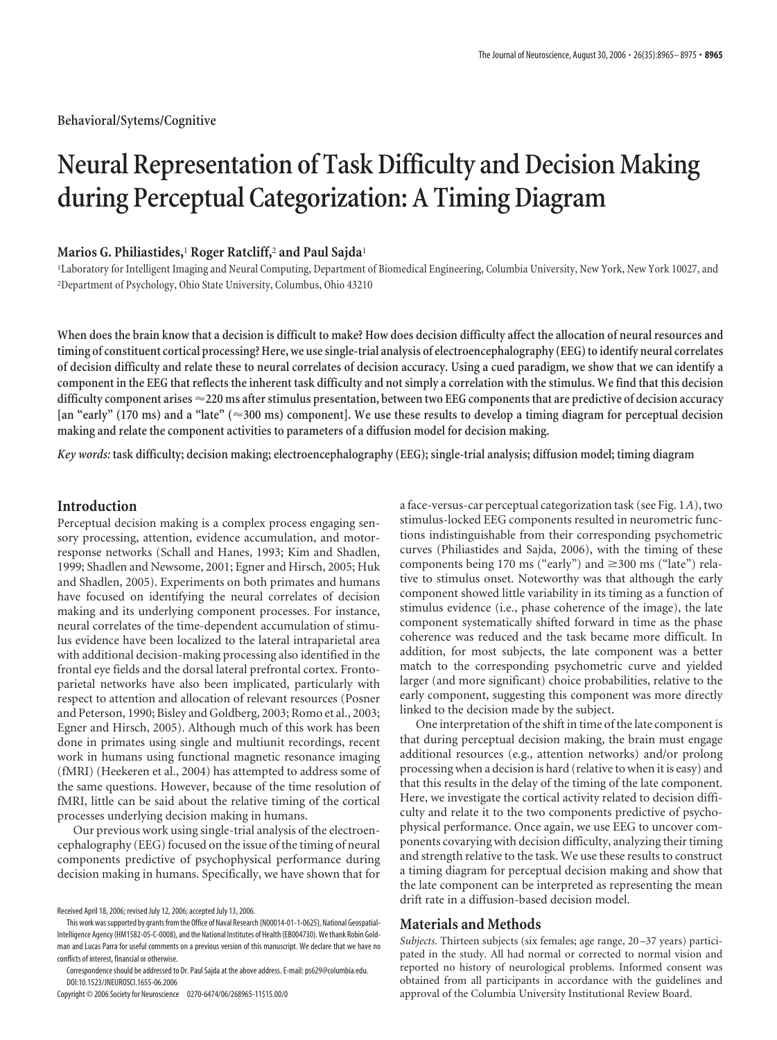Behavioral/Sytems/Cognitive

# Neural Representation of Task Difficulty and Decision Making during Perceptual Categorization: A Timing Diagram

**Marios G. Philiastides,[1] Roger Ratcliff,[2] and Paul Sajda[1]**

[1]Laboratory for Intelligent Imaging and Neural Computing, Department of Biomedical Engineering, Columbia University, New York, New York 10027, and [2]Department of Psychology, Ohio State University, Columbus, Ohio 43210

**When does the brain know that a decision is difficult to make? How does decision difficulty affect the allocation of neural resources and timing of constituent cortical processing? Here, we use single-trial analysis of electroencephalography (EEG) to identify neural correlates of decision difficulty and relate these to neural correlates of decision accuracy. Using a cued paradigm, we show that we can identify a component in the EEG that reflects the inherent task difficulty and not simply a correlation with the stimulus. We find that this decision difficulty component arises ≈220 ms after stimulus presentation, between two EEG components that are predictive of decision accuracy [an "early" (170 ms) and a "late" (≈300 ms) component]. We use these results to develop a timing diagram for perceptual decision making and relate the component activities to parameters of a diffusion model for decision making.**

*Key words:* **task difficulty; decision making; electroencephalography (EEG); single-trial analysis; diffusion model; timing diagram**

## Introduction

Perceptual decision making is a complex process engaging sensory processing, attention, evidence accumulation, and motor-response networks (Schall and Hanes, 1993; Kim and Shadlen, 1999; Shadlen and Newsome, 2001; Egner and Hirsch, 2005; Huk and Shadlen, 2005). Experiments on both primates and humans have focused on identifying the neural correlates of decision making and its underlying component processes. For instance, neural correlates of the time-dependent accumulation of stimulus evidence have been localized to the lateral intraparietal area with additional decision-making processing also identified in the frontal eye fields and the dorsal lateral prefrontal cortex. Frontoparietal networks have also been implicated, particularly with respect to attention and allocation of relevant resources (Posner and Peterson, 1990; Bisley and Goldberg, 2003; Romo et al., 2003; Egner and Hirsch, 2005). Although much of this work has been done in primates using single and multiunit recordings, recent work in humans using functional magnetic resonance imaging (fMRI) (Heekeren et al., 2004) has attempted to address some of the same questions. However, because of the time resolution of fMRI, little can be said about the relative timing of the cortical processes underlying decision making in humans.

Our previous work using single-trial analysis of the electroencephalography (EEG) focused on the issue of the timing of neural components predictive of psychophysical performance during decision making in humans. Specifically, we have shown that for a face-versus-car perceptual categorization task (see Fig. 1*A*), two stimulus-locked EEG components resulted in neurometric functions indistinguishable from their corresponding psychometric curves (Philiastides and Sajda, 2006), with the timing of these components being 170 ms ("early") and ≥300 ms ("late") relative to stimulus onset. Noteworthy was that although the early component showed little variability in its timing as a function of stimulus evidence (i.e., phase coherence of the image), the late component systematically shifted forward in time as the phase coherence was reduced and the task became more difficult. In addition, for most subjects, the late component was a better match to the corresponding psychometric curve and yielded larger (and more significant) choice probabilities, relative to the early component, suggesting this component was more directly linked to the decision made by the subject.

One interpretation of the shift in time of the late component is that during perceptual decision making, the brain must engage additional resources (e.g., attention networks) and/or prolong processing when a decision is hard (relative to when it is easy) and that this results in the delay of the timing of the late component. Here, we investigate the cortical activity related to decision difficulty and relate it to the two components predictive of psychophysical performance. Once again, we use EEG to uncover components covarying with decision difficulty, analyzing their timing and strength relative to the task. We use these results to construct a timing diagram for perceptual decision making and show that the late component can be interpreted as representing the mean drift rate in a diffusion-based decision model.

## Materials and Methods

*Subjects.* Thirteen subjects (six females; age range, 20–37 years) participated in the study. All had normal or corrected to normal vision and reported no history of neurological problems. Informed consent was obtained from all participants in accordance with the guidelines and approval of the Columbia University Institutional Review Board.

Received April 18, 2006; revised July 12, 2006; accepted July 13, 2006.

This work was supported by grants from the Office of Naval Research (N00014-01-1-0625), National Geospatial-Intelligence Agency (HM1582-05-C-0008), and the National Institutes of Health (EB004730). We thank Robin Goldman and Lucas Parra for useful comments on a previous version of this manuscript. We declare that we have no conflicts of interest, financial or otherwise.

Correspondence should be addressed to Dr. Paul Sajda at the above address. E-mail: ps629@columbia.edu.

DOI:10.1523/JNEUROSCI.1655-06.2006

Copyright © 2006 Society for Neuroscience 0270-6474/06/268965-11$15.00/0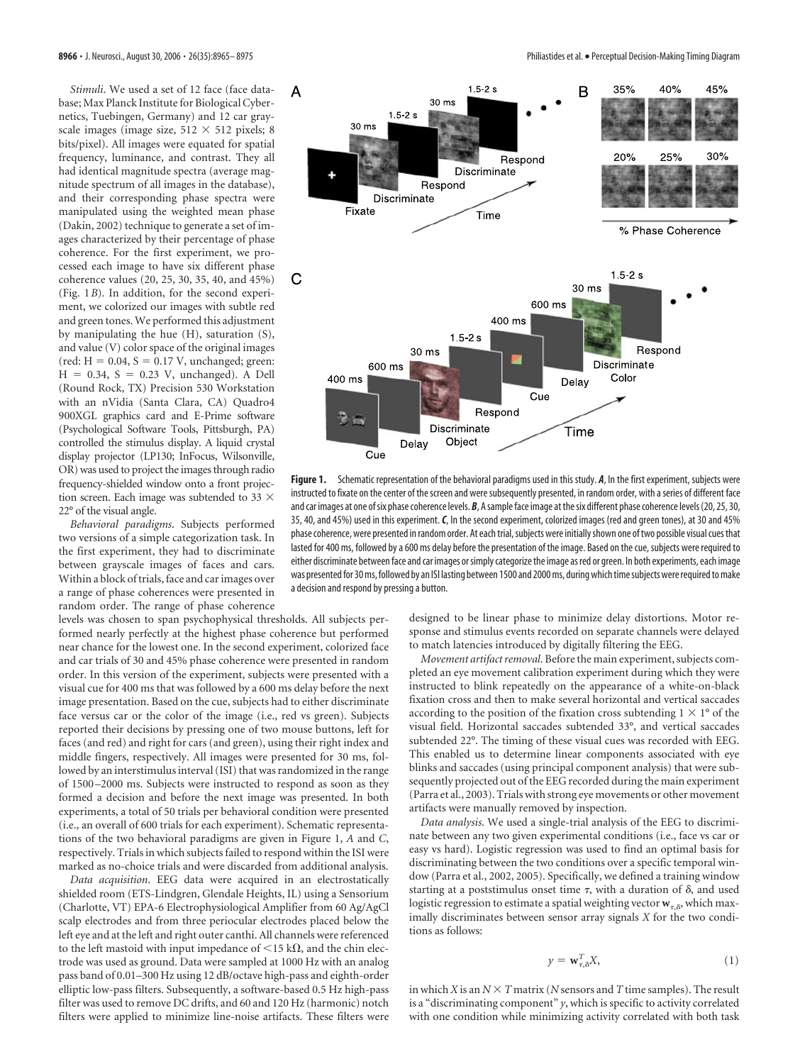*Stimuli*. We used a set of 12 face (face database; Max Planck Institute for Biological Cybernetics, Tuebingen, Germany) and 12 car grayscale images (image size, 512 × 512 pixels; 8 bits/pixel). All images were equated for spatial frequency, luminance, and contrast. They all had identical magnitude spectra (average magnitude spectrum of all images in the database), and their corresponding phase spectra were manipulated using the weighted mean phase (Dakin, 2002) technique to generate a set of images characterized by their percentage of phase coherence. For the first experiment, we processed each image to have six different phase coherence values (20, 25, 30, 35, 40, and 45%) (Fig. 1*B*). In addition, for the second experiment, we colorized our images with subtle red and green tones. We performed this adjustment by manipulating the hue (H), saturation (S), and value (V) color space of the original images (red: H = 0.04, S = 0.17 V, unchanged; green: H = 0.34, S = 0.23 V, unchanged). A Dell (Round Rock, TX) Precision 530 Workstation with an nVidia (Santa Clara, CA) Quadro4 900XGL graphics card and E-Prime software (Psychological Software Tools, Pittsburgh, PA) controlled the stimulus display. A liquid crystal display projector (LP130; InFocus, Wilsonville, OR) was used to project the images through radio frequency-shielded window onto a front projection screen. Each image was subtended to 33 × 22° of the visual angle.

*Behavioral paradigms*. Subjects performed two versions of a simple categorization task. In the first experiment, they had to discriminate between grayscale images of faces and cars. Within a block of trials, face and car images over a range of phase coherences were presented in random order. The range of phase coherence levels was chosen to span psychophysical thresholds. All subjects performed nearly perfectly at the highest phase coherence but performed near chance for the lowest one. In the second experiment, colorized face and car trials of 30 and 45% phase coherence were presented in random order. In this version of the experiment, subjects were presented with a visual cue for 400 ms that was followed by a 600 ms delay before the next image presentation. Based on the cue, subjects had to either discriminate face versus car or the color of the image (i.e., red vs green). Subjects reported their decisions by pressing one of two mouse buttons, left for faces (and red) and right for cars (and green), using their right index and middle fingers, respectively. All images were presented for 30 ms, followed by an interstimulus interval (ISI) that was randomized in the range of 1500–2000 ms. Subjects were instructed to respond as soon as they formed a decision and before the next image was presented. In both experiments, a total of 50 trials per behavioral condition were presented (i.e., an overall of 600 trials for each experiment). Schematic representations of the two behavioral paradigms are given in Figure 1, *A* and *C*, respectively. Trials in which subjects failed to respond within the ISI were marked as no-choice trials and were discarded from additional analysis.

*Data acquisition*. EEG data were acquired in an electrostatically shielded room (ETS-Lindgren, Glendale Heights, IL) using a Sensorium (Charlotte, VT) EPA-6 Electrophysiological Amplifier from 60 Ag/AgCl scalp electrodes and from three periocular electrodes placed below the left eye and at the left and right outer canthi. All channels were referenced to the left mastoid with input impedance of <15 kΩ, and the chin electrode was used as ground. Data were sampled at 1000 Hz with an analog pass band of 0.01–300 Hz using 12 dB/octave high-pass and eighth-order elliptic low-pass filters. Subsequently, a software-based 0.5 Hz high-pass filter was used to remove DC drifts, and 60 and 120 Hz (harmonic) notch filters were applied to minimize line-noise artifacts. These filters were designed to be linear phase to minimize delay distortions. Motor response and stimulus events recorded on separate channels were delayed to match latencies introduced by digitally filtering the EEG.

Figure 1. Schematic representation of the behavioral paradigms used in this study. ***A***, In the first experiment, subjects were instructed to fixate on the center of the screen and were subsequently presented, in random order, with a series of different face and car images at one of six phase coherence levels. ***B***, A sample face image at the six different phase coherence levels (20, 25, 30, 35, 40, and 45%) used in this experiment. ***C***, In the second experiment, colorized images (red and green tones), at 30 and 45% phase coherence, were presented in random order. At each trial, subjects were initially shown one of two possible visual cues that lasted for 400 ms, followed by a 600 ms delay before the presentation of the image. Based on the cue, subjects were required to either discriminate between face and car images or simply categorize the image as red or green. In both experiments, each image was presented for 30 ms, followed by an ISI lasting between 1500 and 2000 ms, during which time subjects were required to make a decision and respond by pressing a button.

*Movement artifact removal*. Before the main experiment, subjects completed an eye movement calibration experiment during which they were instructed to blink repeatedly on the appearance of a white-on-black fixation cross and then to make several horizontal and vertical saccades according to the position of the fixation cross subtending 1 × 1° of the visual field. Horizontal saccades subtended 33°, and vertical saccades subtended 22°. The timing of these visual cues was recorded with EEG. This enabled us to determine linear components associated with eye blinks and saccades (using principal component analysis) that were subsequently projected out of the EEG recorded during the main experiment (Parra et al., 2003). Trials with strong eye movements or other movement artifacts were manually removed by inspection.

*Data analysis*. We used a single-trial analysis of the EEG to discriminate between any two given experimental conditions (i.e., face vs car or easy vs hard). Logistic regression was used to find an optimal basis for discriminating between the two conditions over a specific temporal window (Parra et al., 2002, 2005). Specifically, we defined a training window starting at a poststimulus onset time $\tau$, with a duration of $\delta$, and used logistic regression to estimate a spatial weighting vector $\mathbf{w}_{\tau,\delta}$, which maximally discriminates between sensor array signals $X$ for the two conditions as follows:

$$y = \mathbf{w}_{\tau,\delta}^{T} X, \tag{1}$$

in which $X$ is an $N \times T$ matrix ($N$ sensors and $T$ time samples). The result is a "discriminating component" $y$, which is specific to activity correlated with one condition while minimizing activity correlated with both task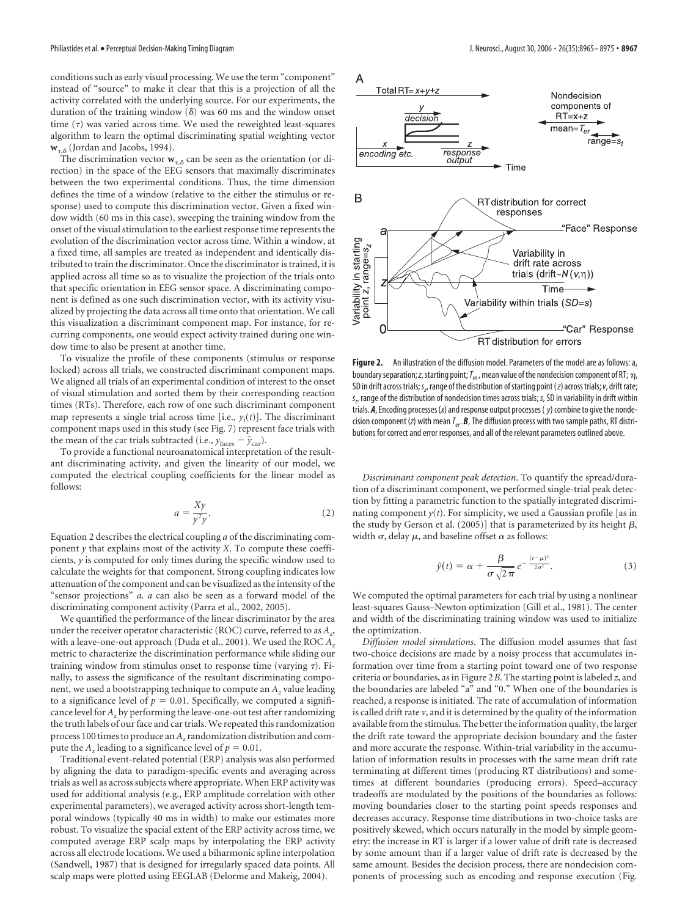conditions such as early visual processing. We use the term "component" instead of "source" to make it clear that this is a projection of all the activity correlated with the underlying source. For our experiments, the duration of the training window ($\delta$) was 60 ms and the window onset time ($\tau$) was varied across time. We used the reweighted least-squares algorithm to learn the optimal discriminating spatial weighting vector $\mathbf{w}_{\tau,\delta}$ (Jordan and Jacobs, 1994).

The discrimination vector $\mathbf{w}_{\tau,\delta}$ can be seen as the orientation (or direction) in the space of the EEG sensors that maximally discriminates between the two experimental conditions. Thus, the time dimension defines the time of a window (relative to the either the stimulus or response) used to compute this discrimination vector. Given a fixed window width (60 ms in this case), sweeping the training window from the onset of the visual stimulation to the earliest response time represents the evolution of the discrimination vector across time. Within a window, at a fixed time, all samples are treated as independent and identically distributed to train the discriminator. Once the discriminator is trained, it is applied across all time so as to visualize the projection of the trials onto that specific orientation in EEG sensor space. A discriminating component is defined as one such discrimination vector, with its activity visualized by projecting the data across all time onto that orientation. We call this visualization a discriminant component map. For instance, for recurring components, one would expect activity trained during one window time to also be present at another time.

To visualize the profile of these components (stimulus or response locked) across all trials, we constructed discriminant component maps. We aligned all trials of an experimental condition of interest to the onset of visual stimulation and sorted them by their corresponding reaction times (RTs). Therefore, each row of one such discriminant component map represents a single trial across time [i.e., $y_i(t)$]. The discriminant component maps used in this study (see Fig. 7) represent face trials with the mean of the car trials subtracted (i.e., $y_{\text{faces}} - \bar{y}_{\text{car}}$).

To provide a functional neuroanatomical interpretation of the resultant discriminating activity, and given the linearity of our model, we computed the electrical coupling coefficients for the linear model as follows:

$$a = \frac{Xy}{y^T y}. \tag{2}$$

Equation 2 describes the electrical coupling $a$ of the discriminating component $y$ that explains most of the activity $X$. To compute these coefficients, $y$ is computed for only times during the specific window used to calculate the weights for that component. Strong coupling indicates low attenuation of the component and can be visualized as the intensity of the "sensor projections" $a$. $a$ can also be seen as a forward model of the discriminating component activity (Parra et al., 2002, 2005).

We quantified the performance of the linear discriminator by the area under the receiver operator characteristic (ROC) curve, referred to as $A_z$, with a leave-one-out approach (Duda et al., 2001). We used the ROC $A_z$ metric to characterize the discrimination performance while sliding our training window from stimulus onset to response time (varying $\tau$). Finally, to assess the significance of the resultant discriminating component, we used a bootstrapping technique to compute an $A_z$ value leading to a significance level of $p = 0.01$. Specifically, we computed a significance level for $A_z$ by performing the leave-one-out test after randomizing the truth labels of our face and car trials. We repeated this randomization process 100 times to produce an $A_z$ randomization distribution and compute the $A_z$ leading to a significance level of $p = 0.01$.

Traditional event-related potential (ERP) analysis was also performed by aligning the data to paradigm-specific events and averaging across trials as well as across subjects where appropriate. When ERP activity was used for additional analysis (e.g., ERP amplitude correlation with other experimental parameters), we averaged activity across short-length temporal windows (typically 40 ms in width) to make our estimates more robust. To visualize the spacial extent of the ERP activity across time, we computed average ERP scalp maps by interpolating the ERP activity across all electrode locations. We used a biharmonic spline interpolation (Sandwell, 1987) that is designed for irregularly spaced data points. All scalp maps were plotted using EEGLAB (Delorme and Makeig, 2004).

A

Total RT= x+y+z

y decision

x encoding etc.

z response output

Time

Nondecision components of RT=x+z mean=$T_{er}$ range=$s_t$

B

RT distribution for correct responses

a

"Face" Response

Variability in starting point z, range=$s_z$

z

Variability in drift rate across trials (drift~N(v,η))

Time

Variability within trials (SD=s)

0

"Car" Response

RT distribution for errors

**Figure 2.** An illustration of the diffusion model. Parameters of the model are as follows: a, boundary separation; z, starting point; $T_{er}$, mean value of the nondecision component of RT; $\eta$, SD in drift across trials; $s_z$, range of the distribution of starting point ($z$) across trials; $v$, drift rate; $s_t$, range of the distribution of nondecision times across trials; $s$, SD in variability in drift within trials. ***A***, Encoding processes ($x$) and response output processes ($y$) combine to give the nondecision component ($z$) with mean $T_{er}$. ***B***, The diffusion process with two sample paths, RT distributions for correct and error responses, and all of the relevant parameters outlined above.

*Discriminant component peak detection.* To quantify the spread/duration of a discriminant component, we performed single-trial peak detection by fitting a parametric function to the spatially integrated discriminating component $y(t)$. For simplicity, we used a Gaussian profile [as in the study by Gerson et al. (2005)] that is parameterized by its height $\beta$, width $\sigma$, delay $\mu$, and baseline offset $\alpha$ as follows:

$$\hat{y}(t) = \alpha + \frac{\beta}{\sigma\sqrt{2\pi}} e^{-\frac{(t-\mu)^2}{2\sigma^2}}. \tag{3}$$

We computed the optimal parameters for each trial by using a nonlinear least-squares Gauss–Newton optimization (Gill et al., 1981). The center and width of the discriminating training window was used to initialize the optimization.

*Diffusion model simulations.* The diffusion model assumes that fast two-choice decisions are made by a noisy process that accumulates information over time from a starting point toward one of two response criteria or boundaries, as in Figure 2*B*. The starting point is labeled $z$, and the boundaries are labeled "a" and "0." When one of the boundaries is reached, a response is initiated. The rate of accumulation of information is called drift rate $v$, and it is determined by the quality of the information available from the stimulus. The better the information quality, the larger the drift rate toward the appropriate decision boundary and the faster and more accurate the response. Within-trial variability in the accumulation of information results in processes with the same mean drift rate terminating at different times (producing RT distributions) and sometimes at different boundaries (producing errors). Speed–accuracy tradeoffs are modulated by the positions of the boundaries as follows: moving boundaries closer to the starting point speeds responses and decreases accuracy. Response time distributions in two-choice tasks are positively skewed, which occurs naturally in the model by simple geometry: the increase in RT is larger if a lower value of drift rate is decreased by some amount than if a larger value of drift rate is decreased by the same amount. Besides the decision process, there are nondecision components of processing such as encoding and response execution (Fig.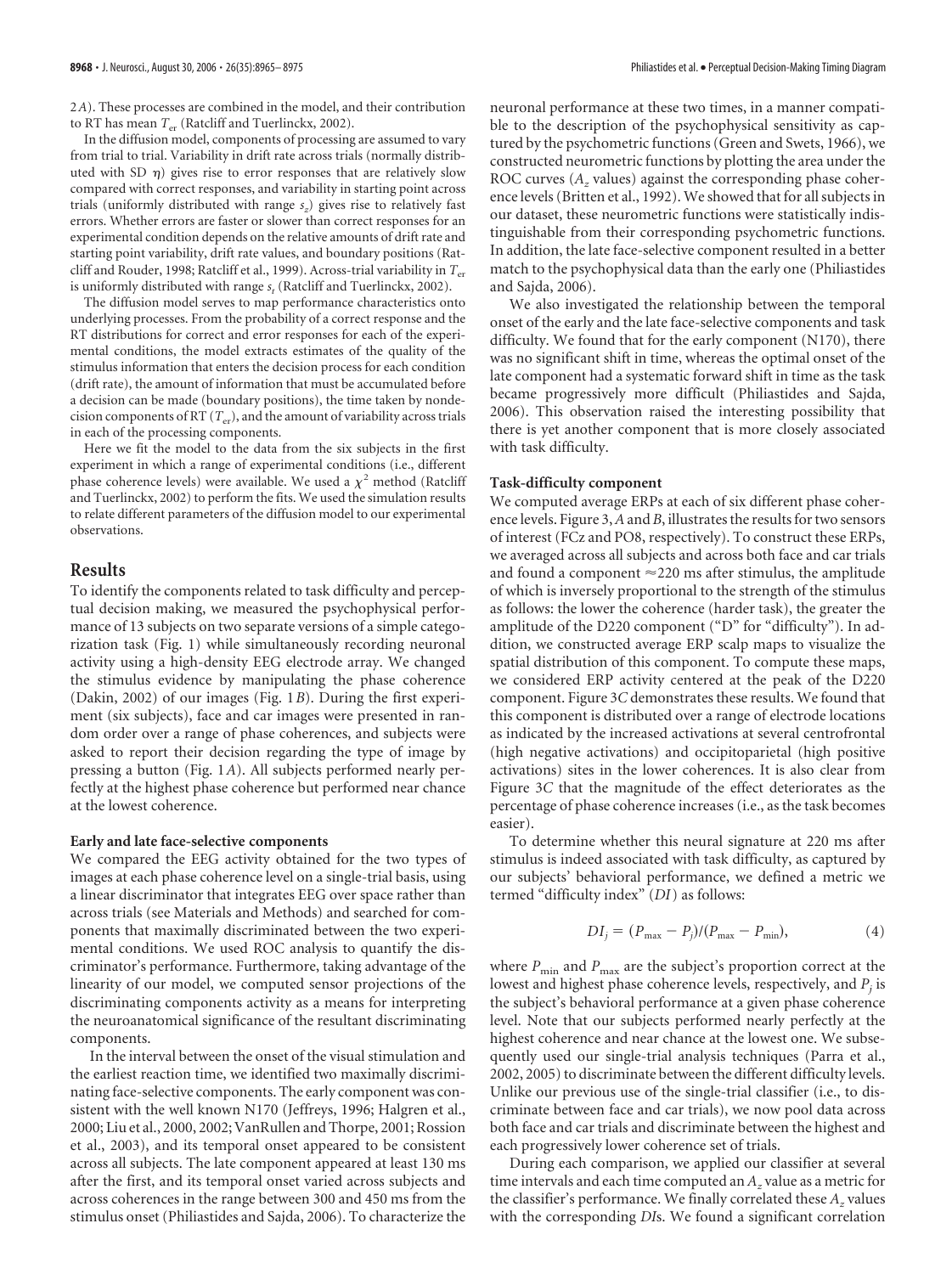2*A*). These processes are combined in the model, and their contribution to RT has mean $T_{er}$ (Ratcliff and Tuerlinckx, 2002).

In the diffusion model, components of processing are assumed to vary from trial to trial. Variability in drift rate across trials (normally distributed with SD $\eta$) gives rise to error responses that are relatively slow compared with correct responses, and variability in starting point across trials (uniformly distributed with range $s_z$) gives rise to relatively fast errors. Whether errors are faster or slower than correct responses for an experimental condition depends on the relative amounts of drift rate and starting point variability, drift rate values, and boundary positions (Ratcliff and Rouder, 1998; Ratcliff et al., 1999). Across-trial variability in $T_{er}$ is uniformly distributed with range $s_t$ (Ratcliff and Tuerlinckx, 2002).

The diffusion model serves to map performance characteristics onto underlying processes. From the probability of a correct response and the RT distributions for correct and error responses for each of the experimental conditions, the model extracts estimates of the quality of the stimulus information that enters the decision process for each condition (drift rate), the amount of information that must be accumulated before a decision can be made (boundary positions), the time taken by nondecision components of RT ($T_{er}$), and the amount of variability across trials in each of the processing components.

Here we fit the model to the data from the six subjects in the first experiment in which a range of experimental conditions (i.e., different phase coherence levels) were available. We used a $\chi^2$ method (Ratcliff and Tuerlinckx, 2002) to perform the fits. We used the simulation results to relate different parameters of the diffusion model to our experimental observations.

## Results

To identify the components related to task difficulty and perceptual decision making, we measured the psychophysical performance of 13 subjects on two separate versions of a simple categorization task (Fig. 1) while simultaneously recording neuronal activity using a high-density EEG electrode array. We changed the stimulus evidence by manipulating the phase coherence (Dakin, 2002) of our images (Fig. 1*B*). During the first experiment (six subjects), face and car images were presented in random order over a range of phase coherences, and subjects were asked to report their decision regarding the type of image by pressing a button (Fig. 1*A*). All subjects performed nearly perfectly at the highest phase coherence but performed near chance at the lowest coherence.

### Early and late face-selective components

We compared the EEG activity obtained for the two types of images at each phase coherence level on a single-trial basis, using a linear discriminator that integrates EEG over space rather than across trials (see Materials and Methods) and searched for components that maximally discriminated between the two experimental conditions. We used ROC analysis to quantify the discriminator's performance. Furthermore, taking advantage of the linearity of our model, we computed sensor projections of the discriminating components activity as a means for interpreting the neuroanatomical significance of the resultant discriminating components.

In the interval between the onset of the visual stimulation and the earliest reaction time, we identified two maximally discriminating face-selective components. The early component was consistent with the well known N170 (Jeffreys, 1996; Halgren et al., 2000; Liu et al., 2000, 2002; VanRullen and Thorpe, 2001; Rossion et al., 2003), and its temporal onset appeared to be consistent across all subjects. The late component appeared at least 130 ms after the first, and its temporal onset varied across subjects and across coherences in the range between 300 and 450 ms from the stimulus onset (Philiastides and Sajda, 2006). To characterize the neuronal performance at these two times, in a manner compatible to the description of the psychophysical sensitivity as captured by the psychometric functions (Green and Swets, 1966), we constructed neurometric functions by plotting the area under the ROC curves ($A_z$ values) against the corresponding phase coherence levels (Britten et al., 1992). We showed that for all subjects in our dataset, these neurometric functions were statistically indistinguishable from their corresponding psychometric functions. In addition, the late face-selective component resulted in a better match to the psychophysical data than the early one (Philiastides and Sajda, 2006).

We also investigated the relationship between the temporal onset of the early and the late face-selective components and task difficulty. We found that for the early component (N170), there was no significant shift in time, whereas the optimal onset of the late component had a systematic forward shift in time as the task became progressively more difficult (Philiastides and Sajda, 2006). This observation raised the interesting possibility that there is yet another component that is more closely associated with task difficulty.

### Task-difficulty component

We computed average ERPs at each of six different phase coherence levels. Figure 3, *A* and *B*, illustrates the results for two sensors of interest (FCz and PO8, respectively). To construct these ERPs, we averaged across all subjects and across both face and car trials and found a component ≈220 ms after stimulus, the amplitude of which is inversely proportional to the strength of the stimulus as follows: the lower the coherence (harder task), the greater the amplitude of the D220 component ("D" for "difficulty"). In addition, we constructed average ERP scalp maps to visualize the spatial distribution of this component. To compute these maps, we considered ERP activity centered at the peak of the D220 component. Figure 3*C* demonstrates these results. We found that this component is distributed over a range of electrode locations as indicated by the increased activations at several centrofrontal (high negative activations) and occipitoparietal (high positive activations) sites in the lower coherences. It is also clear from Figure 3*C* that the magnitude of the effect deteriorates as the percentage of phase coherence increases (i.e., as the task becomes easier).

To determine whether this neural signature at 220 ms after stimulus is indeed associated with task difficulty, as captured by our subjects' behavioral performance, we defined a metric we termed "difficulty index" (*DI*) as follows:

$$DI_j = (P_{max} - P_j)/(P_{max} - P_{min}), \tag{4}$$

where $P_{min}$ and $P_{max}$ are the subject's proportion correct at the lowest and highest phase coherence levels, respectively, and $P_j$ is the subject's behavioral performance at a given phase coherence level. Note that our subjects performed nearly perfectly at the highest coherence and near chance at the lowest one. We subsequently used our single-trial analysis techniques (Parra et al., 2002, 2005) to discriminate between the different difficulty levels. Unlike our previous use of the single-trial classifier (i.e., to discriminate between face and car trials), we now pool data across both face and car trials and discriminate between the highest and each progressively lower coherence set of trials.

During each comparison, we applied our classifier at several time intervals and each time computed an $A_z$ value as a metric for the classifier's performance. We finally correlated these $A_z$ values with the corresponding *DI*s. We found a significant correlation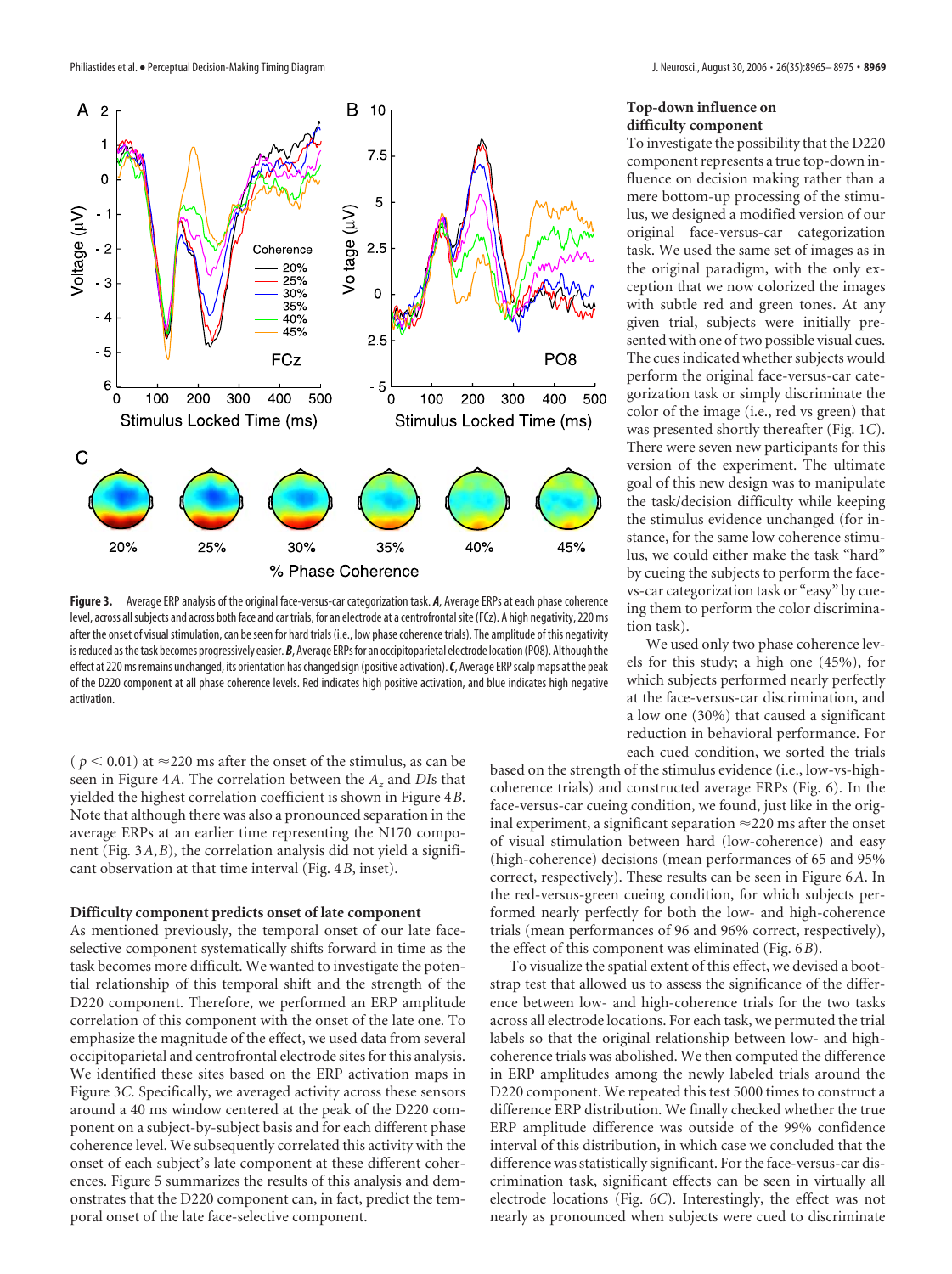**Figure 3.** Average ERP analysis of the original face-versus-car categorization task. ***A***, Average ERPs at each phase coherence level, across all subjects and across both face and car trials, for an electrode at a centrofrontal site (FCz). A high negativity, 220 ms after the onset of visual stimulation, can be seen for hard trials (i.e., low phase coherence trials). The amplitude of this negativity is reduced as the task becomes progressively easier. ***B***, Average ERPs for an occipitoparietal electrode location (PO8). Although the effect at 220 ms remains unchanged, its orientation has changed sign (positive activation). ***C***, Average ERP scalp maps at the peak of the D220 component at all phase coherence levels. Red indicates high positive activation, and blue indicates high negative activation.

($p < 0.01$) at ≈220 ms after the onset of the stimulus, as can be seen in Figure 4*A*. The correlation between the $A_z$ and *DI*s that yielded the highest correlation coefficient is shown in Figure 4*B*. Note that although there was also a pronounced separation in the average ERPs at an earlier time representing the N170 component (Fig. 3*A*,*B*), the correlation analysis did not yield a significant observation at that time interval (Fig. 4*B*, inset).

### Difficulty component predicts onset of late component

As mentioned previously, the temporal onset of our late face-selective component systematically shifts forward in time as the task becomes more difficult. We wanted to investigate the potential relationship of this temporal shift and the strength of the D220 component. Therefore, we performed an ERP amplitude correlation of this component with the onset of the late one. To emphasize the magnitude of the effect, we used data from several occipitoparietal and centrofrontal electrode sites for this analysis. We identified these sites based on the ERP activation maps in Figure 3*C*. Specifically, we averaged activity across these sensors around a 40 ms window centered at the peak of the D220 component on a subject-by-subject basis and for each different phase coherence level. We subsequently correlated this activity with the onset of each subject's late component at these different coherences. Figure 5 summarizes the results of this analysis and demonstrates that the D220 component can, in fact, predict the temporal onset of the late face-selective component.

### Top-down influence on difficulty component

To investigate the possibility that the D220 component represents a true top-down influence on decision making rather than a mere bottom-up processing of the stimulus, we designed a modified version of our original face-versus-car categorization task. We used the same set of images as in the original paradigm, with the only exception that we now colorized the images with subtle red and green tones. At any given trial, subjects were initially presented with one of two possible visual cues. The cues indicated whether subjects would perform the original face-versus-car categorization task or simply discriminate the color of the image (i.e., red vs green) that was presented shortly thereafter (Fig. 1*C*). There were seven new participants for this version of the experiment. The ultimate goal of this new design was to manipulate the task/decision difficulty while keeping the stimulus evidence unchanged (for instance, for the same low coherence stimulus, we could either make the task "hard" by cueing the subjects to perform the face-vs-car categorization task or "easy" by cueing them to perform the color discrimination task).

We used only two phase coherence levels for this study; a high one (45%), for which subjects performed nearly perfectly at the face-versus-car discrimination, and a low one (30%) that caused a significant reduction in behavioral performance. For each cued condition, we sorted the trials based on the strength of the stimulus evidence (i.e., low-vs-high-coherence trials) and constructed average ERPs (Fig. 6). In the face-versus-car cueing condition, we found, just like in the original experiment, a significant separation ≈220 ms after the onset of visual stimulation between hard (low-coherence) and easy (high-coherence) decisions (mean performances of 65 and 95% correct, respectively). These results can be seen in Figure 6*A*. In the red-versus-green cueing condition, for which subjects performed nearly perfectly for both the low- and high-coherence trials (mean performances of 96 and 96% correct, respectively), the effect of this component was eliminated (Fig. 6*B*).

To visualize the spatial extent of this effect, we devised a bootstrap test that allowed us to assess the significance of the difference between low- and high-coherence trials for the two tasks across all electrode locations. For each task, we permuted the trial labels so that the original relationship between low- and high-coherence trials was abolished. We then computed the difference in ERP amplitudes among the newly labeled trials around the D220 component. We repeated this test 5000 times to construct a difference ERP distribution. We finally checked whether the true ERP amplitude difference was outside of the 99% confidence interval of this distribution, in which case we concluded that the difference was statistically significant. For the face-versus-car discrimination task, significant effects can be seen in virtually all electrode locations (Fig. 6*C*). Interestingly, the effect was not nearly as pronounced when subjects were cued to discriminate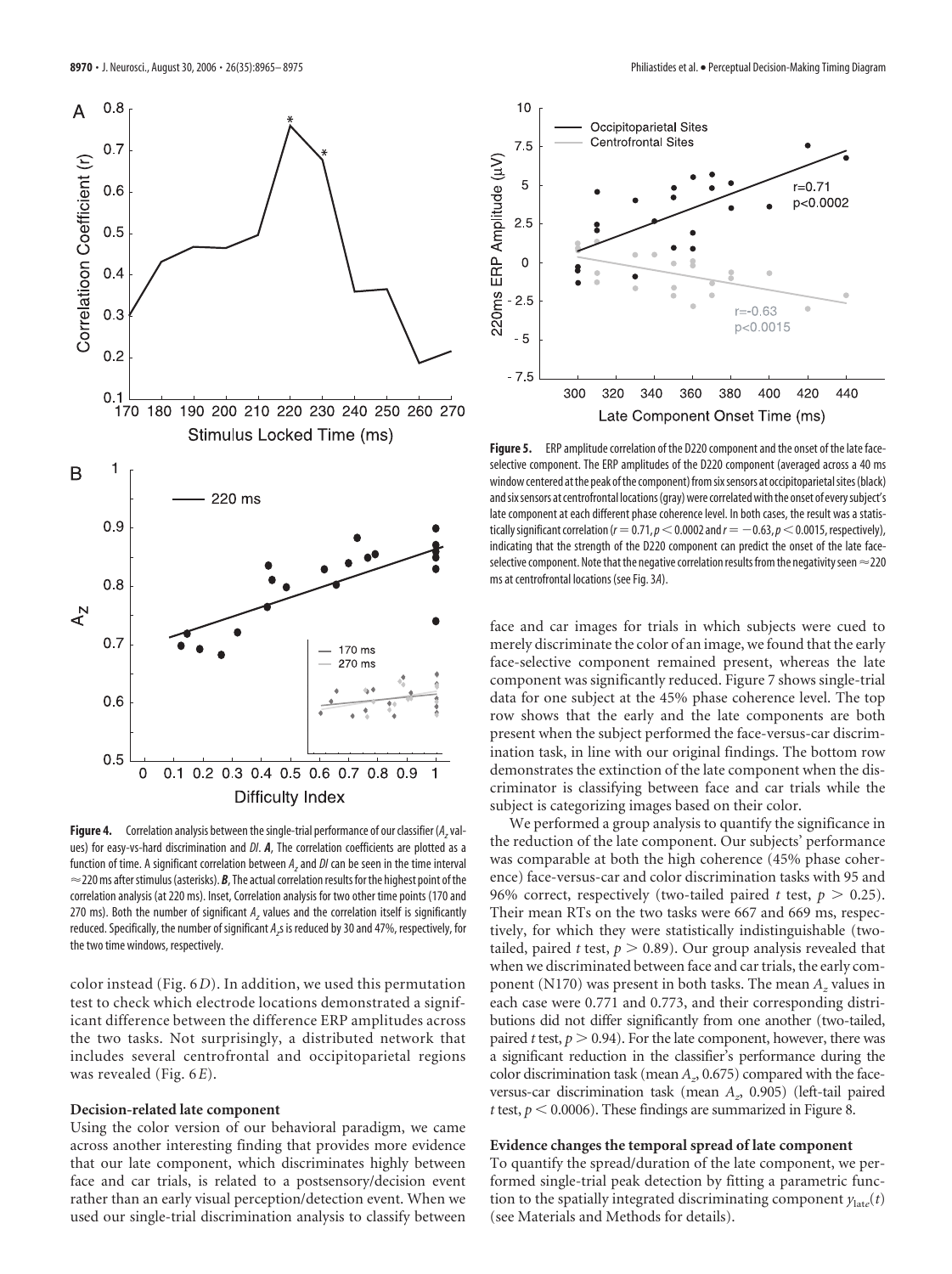**Figure 4.** Correlation analysis between the single-trial performance of our classifier ($A_z$ values) for easy-vs-hard discrimination and *DI*. ***A***, The correlation coefficients are plotted as a function of time. A significant correlation between $A_z$ and *DI* can be seen in the time interval ≈220 ms after stimulus (asterisks). ***B***, The actual correlation results for the highest point of the correlation analysis (at 220 ms). Inset, Correlation analysis for two other time points (170 and 270 ms). Both the number of significant $A_z$ values and the correlation itself is significantly reduced. Specifically, the number of significant $A_z$s is reduced by 30 and 47%, respectively, for the two time windows, respectively.

**Figure 5.** ERP amplitude correlation of the D220 component and the onset of the late face-selective component. The ERP amplitudes of the D220 component (averaged across a 40 ms window centered at the peak of the component) from six sensors at occipitoparietal sites (black) and six sensors at centrofrontal locations (gray) were correlated with the onset of every subject's late component at each different phase coherence level. In both cases, the result was a statistically significant correlation ($r = 0.71, p < 0.0002$ and $r = -0.63, p < 0.0015$, respectively), indicating that the strength of the D220 component can predict the onset of the late face-selective component. Note that the negative correlation results from the negativity seen ≈220 ms at centrofrontal locations (see Fig. 3*A*).

color instead (Fig. 6*D*). In addition, we used this permutation test to check which electrode locations demonstrated a significant difference between the difference ERP amplitudes across the two tasks. Not surprisingly, a distributed network that includes several centrofrontal and occipitoparietal regions was revealed (Fig. 6*E*).

### Decision-related late component

Using the color version of our behavioral paradigm, we came across another interesting finding that provides more evidence that our late component, which discriminates highly between face and car trials, is related to a postsensory/decision event rather than an early visual perception/detection event. When we used our single-trial discrimination analysis to classify between face and car images for trials in which subjects were cued to merely discriminate the color of an image, we found that the early face-selective component remained present, whereas the late component was significantly reduced. Figure 7 shows single-trial data for one subject at the 45% phase coherence level. The top row shows that the early and the late components are both present when the subject performed the face-versus-car discrimination task, in line with our original findings. The bottom row demonstrates the extinction of the late component when the discriminator is classifying between face and car trials while the subject is categorizing images based on their color.

We performed a group analysis to quantify the significance in the reduction of the late component. Our subjects' performance was comparable at both the high coherence (45% phase coherence) face-versus-car and color discrimination tasks with 95 and 96% correct, respectively (two-tailed paired *t* test, $p > 0.25$). Their mean RTs on the two tasks were 667 and 669 ms, respectively, for which they were statistically indistinguishable (two-tailed, paired *t* test, $p > 0.89$). Our group analysis revealed that when we discriminated between face and car trials, the early component (N170) was present in both tasks. The mean $A_z$ values in each case were 0.771 and 0.773, and their corresponding distributions did not differ significantly from one another (two-tailed, paired *t* test, $p > 0.94$). For the late component, however, there was a significant reduction in the classifier's performance during the color discrimination task (mean $A_z$, 0.675) compared with the face-versus-car discrimination task (mean $A_z$, 0.905) (left-tail paired *t* test, $p < 0.0006$). These findings are summarized in Figure 8.

### Evidence changes the temporal spread of late component

To quantify the spread/duration of the late component, we performed single-trial peak detection by fitting a parametric function to the spatially integrated discriminating component $y_{\text{late}}(t)$ (see Materials and Methods for details).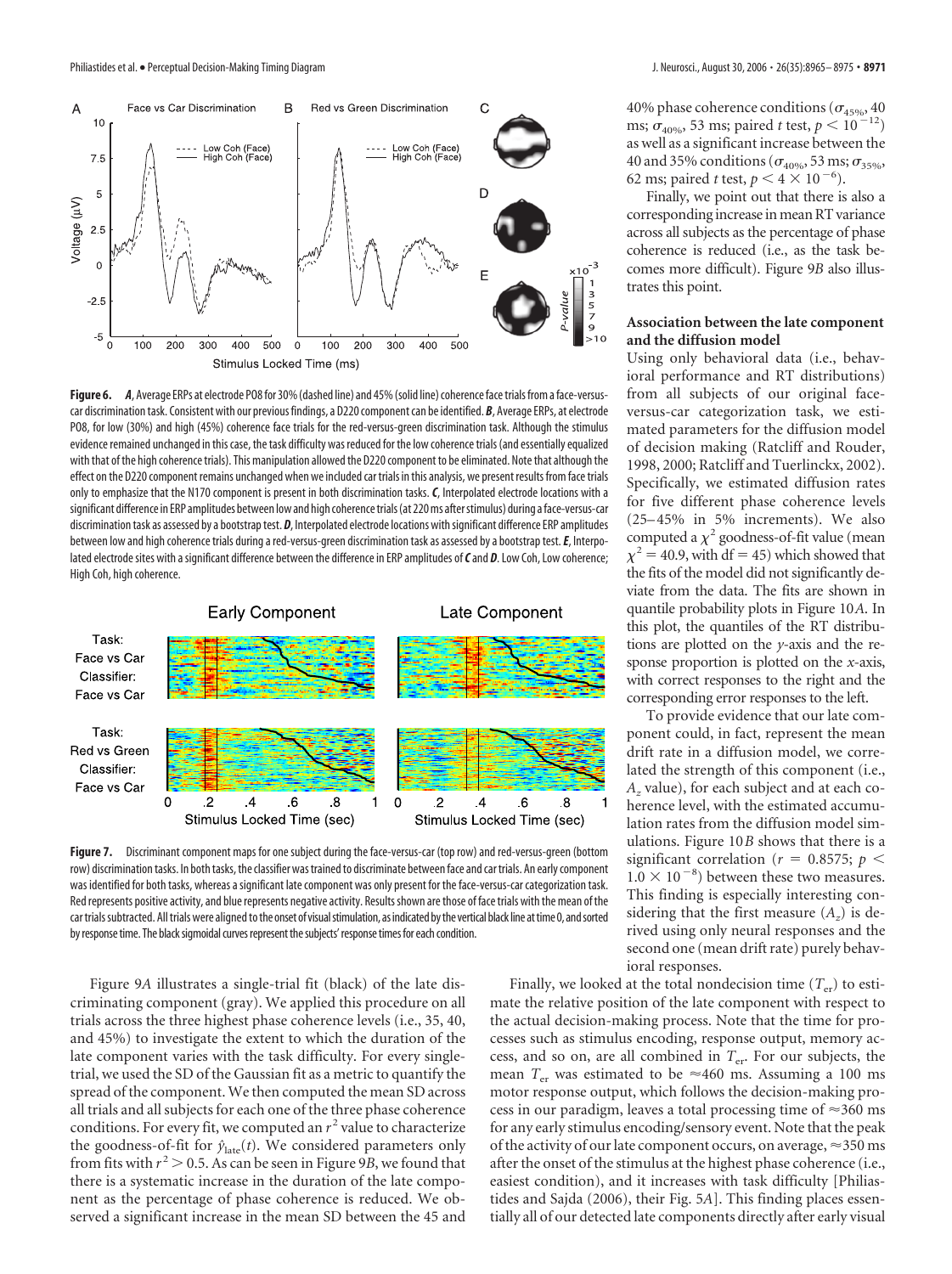Figure 6. ***A***, Average ERPs at electrode PO8 for 30% (dashed line) and 45% (solid line) coherence face trials from a face-versus-car discrimination task. Consistent with our previous findings, a D220 component can be identified. ***B***, Average ERPs, at electrode PO8, for low (30%) and high (45%) coherence face trials for the red-versus-green discrimination task. Although the stimulus evidence remained unchanged in this case, the task difficulty was reduced for the low coherence trials (and essentially equalized with that of the high coherence trials). This manipulation allowed the D220 component to be eliminated. Note that although the effect on the D220 component remains unchanged when we included car trials in this analysis, we present results from face trials only to emphasize that the N170 component is present in both discrimination tasks. ***C***, Interpolated electrode locations with a significant difference in ERP amplitudes between low and high coherence trials (at 220 ms after stimulus) during a face-versus-car discrimination task as assessed by a bootstrap test. ***D***, Interpolated electrode locations with significant difference ERP amplitudes between low and high coherence trials during a red-versus-green discrimination task as assessed by a bootstrap test. ***E***, Interpolated electrode sites with a significant difference between the difference in ERP amplitudes of ***C*** and ***D***. Low Coh, Low coherence; High Coh, high coherence.

Figure 7. Discriminant component maps for one subject during the face-versus-car (top row) and red-versus-green (bottom row) discrimination tasks. In both tasks, the classifier was trained to discriminate between face and car trials. An early component was identified for both tasks, whereas a significant late component was only present for the face-versus-car categorization task. Red represents positive activity, and blue represents negative activity. Results shown are those of face trials with the mean of the car trials subtracted. All trials were aligned to the onset of visual stimulation, as indicated by the vertical black line at time 0, and sorted by response time. The black sigmoidal curves represent the subjects' response times for each condition.

Figure 9*A* illustrates a single-trial fit (black) of the late discriminating component (gray). We applied this procedure on all trials across the three highest phase coherence levels (i.e., 35, 40, and 45%) to investigate the extent to which the duration of the late component varies with the task difficulty. For every single-trial, we used the SD of the Gaussian fit as a metric to quantify the spread of the component. We then computed the mean SD across all trials and all subjects for each one of the three phase coherence conditions. For every fit, we computed an $r^2$ value to characterize the goodness-of-fit for $\hat{y}_{\text{late}}(t)$. We considered parameters only from fits with $r^2 > 0.5$. As can be seen in Figure 9*B*, we found that there is a systematic increase in the duration of the late component as the percentage of phase coherence is reduced. We observed a significant increase in the mean SD between the 45 and 40% phase coherence conditions ($\sigma_{45\%}$, 40 ms; $\sigma_{40\%}$, 53 ms; paired *t* test, $p < 10^{-12}$) as well as a significant increase between the 40 and 35% conditions ($\sigma_{40\%}$, 53 ms; $\sigma_{35\%}$, 62 ms; paired *t* test, $p < 4 \times 10^{-6}$).

Finally, we point out that there is also a corresponding increase in mean RT variance across all subjects as the percentage of phase coherence is reduced (i.e., as the task becomes more difficult). Figure 9*B* also illustrates this point.

### Association between the late component and the diffusion model

Using only behavioral data (i.e., behavioral performance and RT distributions) from all subjects of our original face-versus-car categorization task, we estimated parameters for the diffusion model of decision making (Ratcliff and Rouder, 1998, 2000; Ratcliff and Tuerlinckx, 2002). Specifically, we estimated diffusion rates for five different phase coherence levels (25–45% in 5% increments). We also computed a $\chi^2$ goodness-of-fit value (mean $\chi^2 = 40.9$, with df = 45) which showed that the fits of the model did not significantly deviate from the data. The fits are shown in quantile probability plots in Figure 10*A*. In this plot, the quantiles of the RT distributions are plotted on the *y*-axis and the response proportion is plotted on the *x*-axis, with correct responses to the right and the corresponding error responses to the left.

To provide evidence that our late component could, in fact, represent the mean drift rate in a diffusion model, we correlated the strength of this component (i.e., $A_z$ value), for each subject and at each coherence level, with the estimated accumulation rates from the diffusion model simulations. Figure 10*B* shows that there is a significant correlation ($r = 0.8575$; $p < 1.0 \times 10^{-8}$) between these two measures. This finding is especially interesting considering that the first measure ($A_z$) is derived using only neural responses and the second one (mean drift rate) purely behavioral responses.

Finally, we looked at the total nondecision time ($T_{\text{er}}$) to estimate the relative position of the late component with respect to the actual decision-making process. Note that the time for processes such as stimulus encoding, response output, memory access, and so on, are all combined in $T_{\text{er}}$. For our subjects, the mean $T_{\text{er}}$ was estimated to be ≈460 ms. Assuming a 100 ms motor response output, which follows the decision-making process in our paradigm, leaves a total processing time of ≈360 ms for any early stimulus encoding/sensory event. Note that the peak of the activity of our late component occurs, on average, ≈350 ms after the onset of the stimulus at the highest phase coherence (i.e., easiest condition), and it increases with task difficulty [Philiastides and Sajda (2006), their Fig. 5*A*]. This finding places essentially all of our detected late components directly after early visual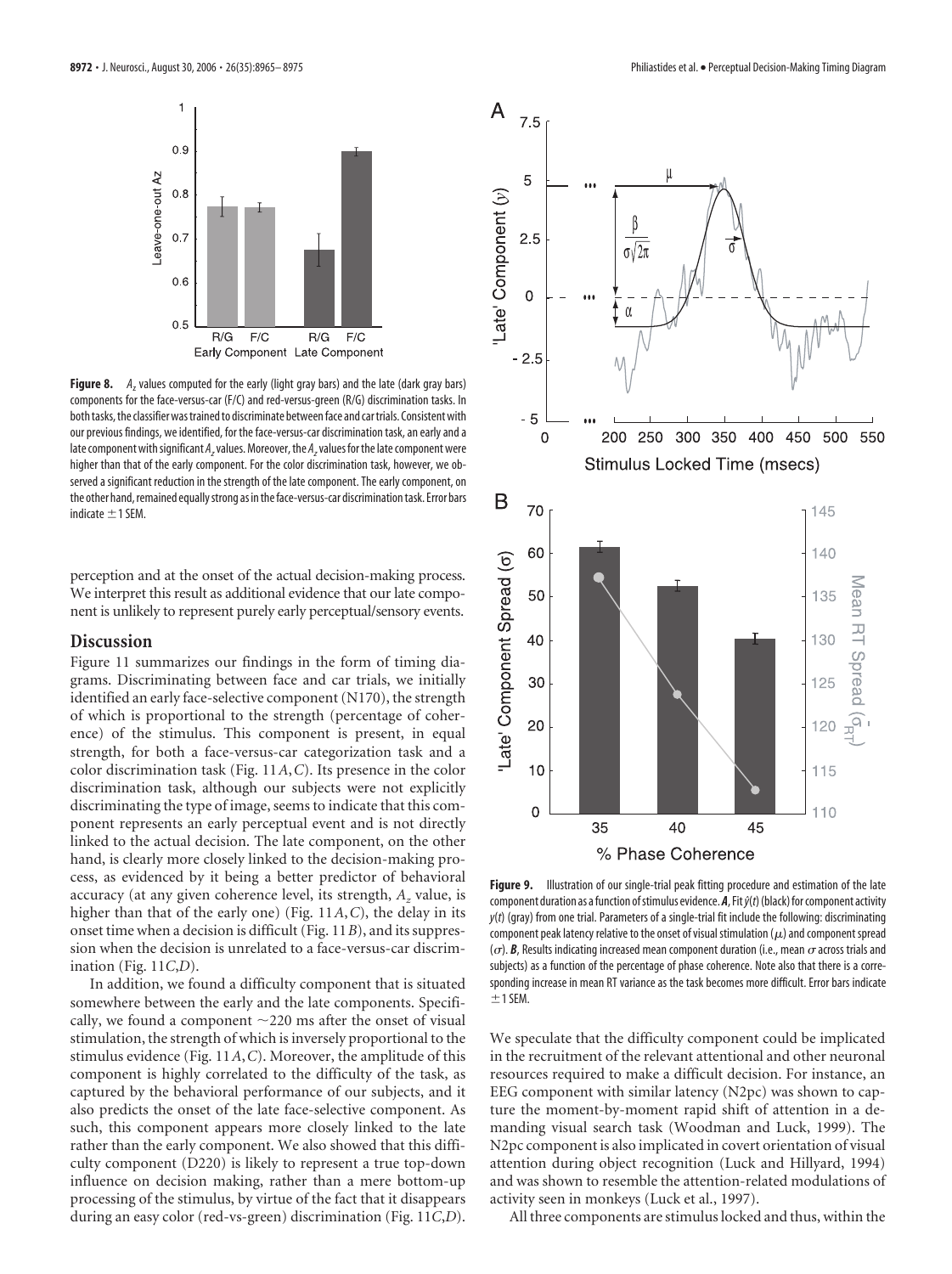**Figure 8.** $A_z$ values computed for the early (light gray bars) and the late (dark gray bars) components for the face-versus-car (F/C) and red-versus-green (R/G) discrimination tasks. In both tasks, the classifier was trained to discriminate between face and car trials. Consistent with our previous findings, we identified, for the face-versus-car discrimination task, an early and a late component with significant $A_z$ values. Moreover, the $A_z$ values for the late component were higher than that of the early component. For the color discrimination task, however, we observed a significant reduction in the strength of the late component. The early component, on the other hand, remained equally strong as in the face-versus-car discrimination task. Error bars indicate ±1 SEM.

perception and at the onset of the actual decision-making process. We interpret this result as additional evidence that our late component is unlikely to represent purely early perceptual/sensory events.

## Discussion

Figure 11 summarizes our findings in the form of timing diagrams. Discriminating between face and car trials, we initially identified an early face-selective component (N170), the strength of which is proportional to the strength (percentage of coherence) of the stimulus. This component is present, in equal strength, for both a face-versus-car categorization task and a color discrimination task (Fig. 11*A*,*C*). Its presence in the color discrimination task, although our subjects were not explicitly discriminating the type of image, seems to indicate that this component represents an early perceptual event and is not directly linked to the actual decision. The late component, on the other hand, is clearly more closely linked to the decision-making process, as evidenced by it being a better predictor of behavioral accuracy (at any given coherence level, its strength, $A_z$ value, is higher than that of the early one) (Fig. 11*A*,*C*), the delay in its onset time when a decision is difficult (Fig. 11*B*), and its suppression when the decision is unrelated to a face-versus-car discrimination (Fig. 11*C*,*D*).

In addition, we found a difficulty component that is situated somewhere between the early and the late components. Specifically, we found a component ~220 ms after the onset of visual stimulation, the strength of which is inversely proportional to the stimulus evidence (Fig. 11*A*,*C*). Moreover, the amplitude of this component is highly correlated to the difficulty of the task, as captured by the behavioral performance of our subjects, and it also predicts the onset of the late face-selective component. As such, this component appears more closely linked to the late rather than the early component. We also showed that this difficulty component (D220) is likely to represent a true top-down influence on decision making, rather than a mere bottom-up processing of the stimulus, by virtue of the fact that it disappears during an easy color (red-vs-green) discrimination (Fig. 11*C*,*D*).

**Figure 9.** Illustration of our single-trial peak fitting procedure and estimation of the late component duration as a function of stimulus evidence. ***A***, Fit $\hat{y}(t)$ (black) for component activity $y(t)$ (gray) from one trial. Parameters of a single-trial fit include the following: discriminating component peak latency relative to the onset of visual stimulation ($\mu$) and component spread ($\sigma$). ***B***, Results indicating increased mean component duration (i.e., mean $\sigma$ across trials and subjects) as a function of the percentage of phase coherence. Note also that there is a corresponding increase in mean RT variance as the task becomes more difficult. Error bars indicate ±1 SEM.

We speculate that the difficulty component could be implicated in the recruitment of the relevant attentional and other neuronal resources required to make a difficult decision. For instance, an EEG component with similar latency (N2pc) was shown to capture the moment-by-moment rapid shift of attention in a demanding visual search task (Woodman and Luck, 1999). The N2pc component is also implicated in covert orientation of visual attention during object recognition (Luck and Hillyard, 1994) and was shown to resemble the attention-related modulations of activity seen in monkeys (Luck et al., 1997).

All three components are stimulus locked and thus, within the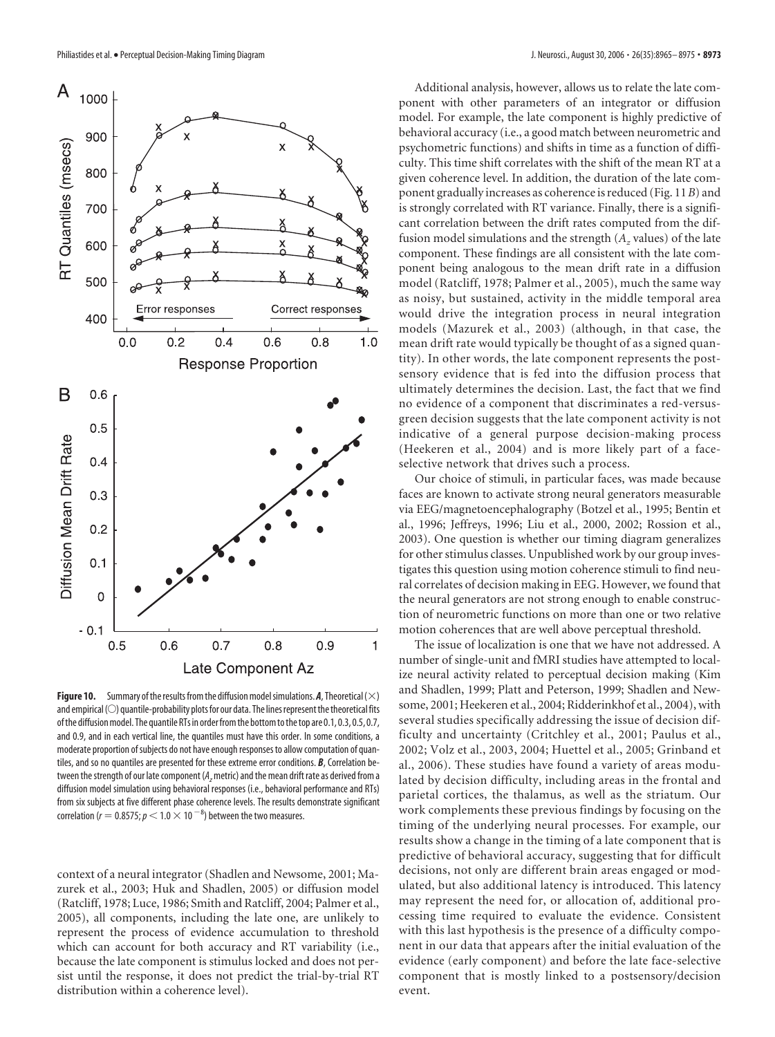**Figure 10.** Summary of the results from the diffusion model simulations. ***A***, Theoretical (×) and empirical (○) quantile-probability plots for our data. The lines represent the theoretical fits of the diffusion model. The quantile RTs in order from the bottom to the top are 0.1, 0.3, 0.5, 0.7, and 0.9, and in each vertical line, the quantiles must have this order. In some conditions, a moderate proportion of subjects do not have enough responses to allow computation of quantiles, and so no quantiles are presented for these extreme error conditions. ***B***, Correlation between the strength of our late component ($A_z$ metric) and the mean drift rate as derived from a diffusion model simulation using behavioral responses (i.e., behavioral performance and RTs) from six subjects at five different phase coherence levels. The results demonstrate significant correlation ($r = 0.8575$; $p < 1.0 \times 10^{-8}$) between the two measures.

context of a neural integrator (Shadlen and Newsome, 2001; Mazurek et al., 2003; Huk and Shadlen, 2005) or diffusion model (Ratcliff, 1978; Luce, 1986; Smith and Ratcliff, 2004; Palmer et al., 2005), all components, including the late one, are unlikely to represent the process of evidence accumulation to threshold which can account for both accuracy and RT variability (i.e., because the late component is stimulus locked and does not persist until the response, it does not predict the trial-by-trial RT distribution within a coherence level).

Additional analysis, however, allows us to relate the late component with other parameters of an integrator or diffusion model. For example, the late component is highly predictive of behavioral accuracy (i.e., a good match between neurometric and psychometric functions) and shifts in time as a function of difficulty. This time shift correlates with the shift of the mean RT at a given coherence level. In addition, the duration of the late component gradually increases as coherence is reduced (Fig. 11*B*) and is strongly correlated with RT variance. Finally, there is a significant correlation between the drift rates computed from the diffusion model simulations and the strength ($A_z$ values) of the late component. These findings are all consistent with the late component being analogous to the mean drift rate in a diffusion model (Ratcliff, 1978; Palmer et al., 2005), much the same way as noisy, but sustained, activity in the middle temporal area would drive the integration process in neural integration models (Mazurek et al., 2003) (although, in that case, the mean drift rate would typically be thought of as a signed quantity). In other words, the late component represents the postsensory evidence that is fed into the diffusion process that ultimately determines the decision. Last, the fact that we find no evidence of a component that discriminates a red-versus-green decision suggests that the late component activity is not indicative of a general purpose decision-making process (Heekeren et al., 2004) and is more likely part of a face-selective network that drives such a process.

Our choice of stimuli, in particular faces, was made because faces are known to activate strong neural generators measurable via EEG/magnetoencephalography (Botzel et al., 1995; Bentin et al., 1996; Jeffreys, 1996; Liu et al., 2000, 2002; Rossion et al., 2003). One question is whether our timing diagram generalizes for other stimulus classes. Unpublished work by our group investigates this question using motion coherence stimuli to find neural correlates of decision making in EEG. However, we found that the neural generators are not strong enough to enable construction of neurometric functions on more than one or two relative motion coherences that are well above perceptual threshold.

The issue of localization is one that we have not addressed. A number of single-unit and fMRI studies have attempted to localize neural activity related to perceptual decision making (Kim and Shadlen, 1999; Platt and Peterson, 1999; Shadlen and Newsome, 2001; Heekeren et al., 2004; Ridderinkhof et al., 2004), with several studies specifically addressing the issue of decision difficulty and uncertainty (Critchley et al., 2001; Paulus et al., 2002; Volz et al., 2003, 2004; Huettel et al., 2005; Grinband et al., 2006). These studies have found a variety of areas modulated by decision difficulty, including areas in the frontal and parietal cortices, the thalamus, as well as the striatum. Our work complements these previous findings by focusing on the timing of the underlying neural processes. For example, our results show a change in the timing of a late component that is predictive of behavioral accuracy, suggesting that for difficult decisions, not only are different brain areas engaged or modulated, but also additional latency is introduced. This latency may represent the need for, or allocation of, additional processing time required to evaluate the evidence. Consistent with this last hypothesis is the presence of a difficulty component in our data that appears after the initial evaluation of the evidence (early component) and before the late face-selective component that is mostly linked to a postsensory/decision event.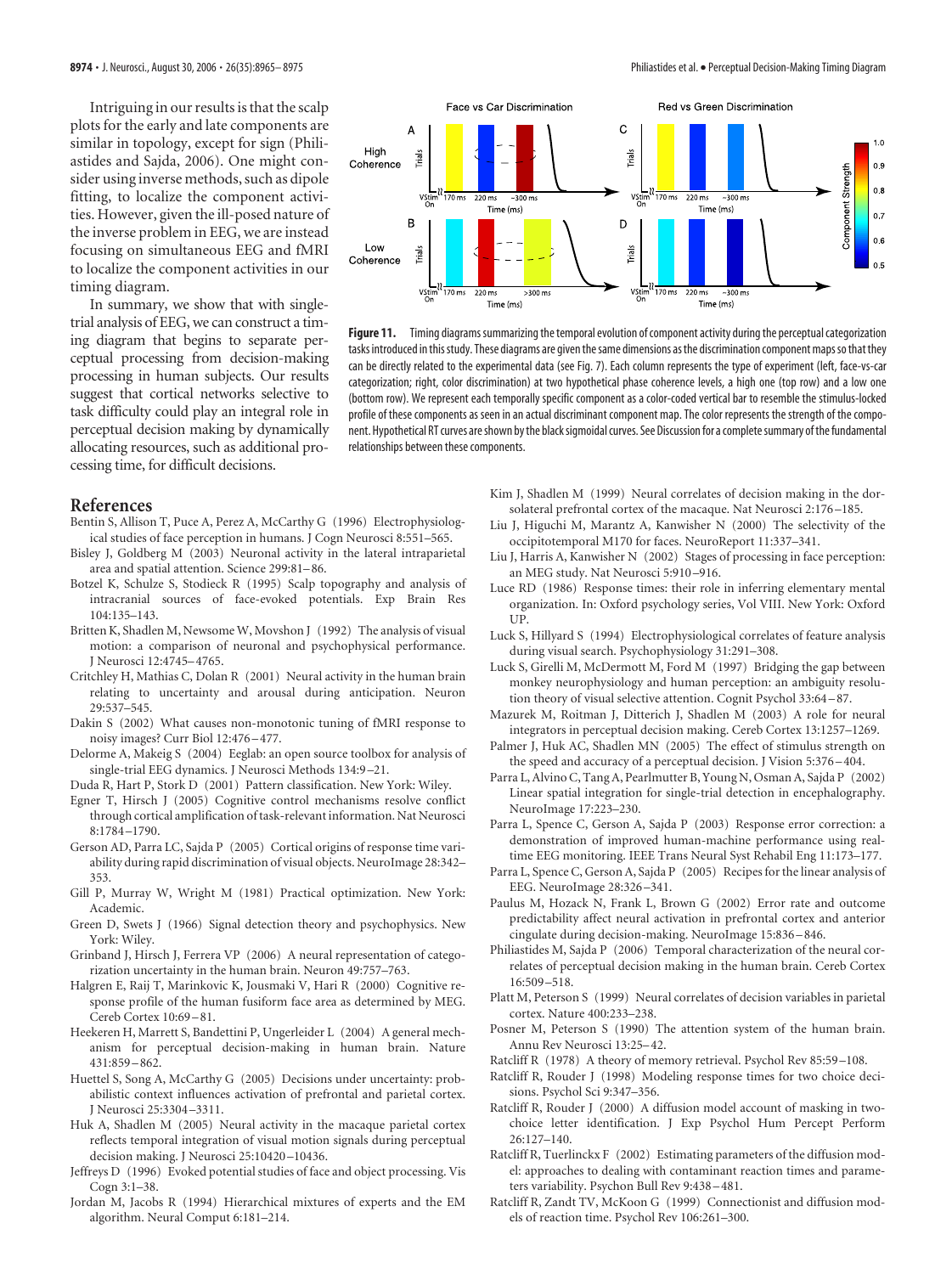Intriguing in our results is that the scalp plots for the early and late components are similar in topology, except for sign (Philiastides and Sajda, 2006). One might consider using inverse methods, such as dipole fitting, to localize the component activities. However, given the ill-posed nature of the inverse problem in EEG, we are instead focusing on simultaneous EEG and fMRI to localize the component activities in our timing diagram.

In summary, we show that with single-trial analysis of EEG, we can construct a timing diagram that begins to separate perceptual processing from decision-making processing in human subjects. Our results suggest that cortical networks selective to task difficulty could play an integral role in perceptual decision making by dynamically allocating resources, such as additional processing time, for difficult decisions.

**Figure 11.** Timing diagrams summarizing the temporal evolution of component activity during the perceptual categorization tasks introduced in this study. These diagrams are given the same dimensions as the discrimination component maps so that they can be directly related to the experimental data (see Fig. 7). Each column represents the type of experiment (left, face-vs-car categorization; right, color discrimination) at two hypothetical phase coherence levels, a high one (top row) and a low one (bottom row). We represent each temporally specific component as a color-coded vertical bar to resemble the stimulus-locked profile of these components as seen in an actual discriminant component map. The color represents the strength of the component. Hypothetical RT curves are shown by the black sigmoidal curves. See Discussion for a complete summary of the fundamental relationships between these components.

## References

Bentin S, Allison T, Puce A, Perez A, McCarthy G (1996) Electrophysiological studies of face perception in humans. J Cogn Neurosci 8:551–565.

Bisley J, Goldberg M (2003) Neuronal activity in the lateral intraparietal area and spatial attention. Science 299:81–86.

Botzel K, Schulze S, Stodieck R (1995) Scalp topography and analysis of intracranial sources of face-evoked potentials. Exp Brain Res 104:135–143.

Britten K, Shadlen M, Newsome W, Movshon J (1992) The analysis of visual motion: a comparison of neuronal and psychophysical performance. J Neurosci 12:4745–4765.

Critchley H, Mathias C, Dolan R (2001) Neural activity in the human brain relating to uncertainty and arousal during anticipation. Neuron 29:537–545.

Dakin S (2002) What causes non-monotonic tuning of fMRI response to noisy images? Curr Biol 12:476–477.

Delorme A, Makeig S (2004) Eeglab: an open source toolbox for analysis of single-trial EEG dynamics. J Neurosci Methods 134:9–21.

Duda R, Hart P, Stork D (2001) Pattern classification. New York: Wiley.

Egner T, Hirsch J (2005) Cognitive control mechanisms resolve conflict through cortical amplification of task-relevant information. Nat Neurosci 8:1784–1790.

Gerson AD, Parra LC, Sajda P (2005) Cortical origins of response time variability during rapid discrimination of visual objects. NeuroImage 28:342–353.

Gill P, Murray W, Wright M (1981) Practical optimization. New York: Academic.

Green D, Swets J (1966) Signal detection theory and psychophysics. New York: Wiley.

Grinband J, Hirsch J, Ferrera VP (2006) A neural representation of categorization uncertainty in the human brain. Neuron 49:757–763.

Halgren E, Raij T, Marinkovic K, Jousmaki V, Hari R (2000) Cognitive response profile of the human fusiform face area as determined by MEG. Cereb Cortex 10:69–81.

Heekeren H, Marrett S, Bandettini P, Ungerleider L (2004) A general mechanism for perceptual decision-making in human brain. Nature 431:859–862.

Huettel S, Song A, McCarthy G (2005) Decisions under uncertainty: probabilistic context influences activation of prefrontal and parietal cortex. J Neurosci 25:3304–3311.

Huk A, Shadlen M (2005) Neural activity in the macaque parietal cortex reflects temporal integration of visual motion signals during perceptual decision making. J Neurosci 25:10420–10436.

Jeffreys D (1996) Evoked potential studies of face and object processing. Vis Cogn 3:1–38.

Jordan M, Jacobs R (1994) Hierarchical mixtures of experts and the EM algorithm. Neural Comput 6:181–214.

Kim J, Shadlen M (1999) Neural correlates of decision making in the dorsolateral prefrontal cortex of the macaque. Nat Neurosci 2:176–185.

Liu J, Higuchi M, Marantz A, Kanwisher N (2000) The selectivity of the occipitotemporal M170 for faces. NeuroReport 11:337–341.

Liu J, Harris A, Kanwisher N (2002) Stages of processing in face perception: an MEG study. Nat Neurosci 5:910–916.

Luce RD (1986) Response times: their role in inferring elementary mental organization. In: Oxford psychology series, Vol VIII. New York: Oxford UP.

Luck S, Hillyard S (1994) Electrophysiological correlates of feature analysis during visual search. Psychophysiology 31:291–308.

Luck S, Girelli M, McDermott M, Ford M (1997) Bridging the gap between monkey neurophysiology and human perception: an ambiguity resolution theory of visual selective attention. Cognit Psychol 33:64–87.

Mazurek M, Roitman J, Ditterich J, Shadlen M (2003) A role for neural integrators in perceptual decision making. Cereb Cortex 13:1257–1269.

Palmer J, Huk AC, Shadlen MN (2005) The effect of stimulus strength on the speed and accuracy of a perceptual decision. J Vision 5:376–404.

Parra L, Alvino C, Tang A, Pearlmutter B, Young N, Osman A, Sajda P (2002) Linear spatial integration for single-trial detection in encephalography. NeuroImage 17:223–230.

Parra L, Spence C, Gerson A, Sajda P (2003) Response error correction: a demonstration of improved human-machine performance using real-time EEG monitoring. IEEE Trans Neural Syst Rehabil Eng 11:173–177.

Parra L, Spence C, Gerson A, Sajda P (2005) Recipes for the linear analysis of EEG. NeuroImage 28:326–341.

Paulus M, Hozack N, Frank L, Brown G (2002) Error rate and outcome predictability affect neural activation in prefrontal cortex and anterior cingulate during decision-making. NeuroImage 15:836–846.

Philiastides M, Sajda P (2006) Temporal characterization of the neural correlates of perceptual decision making in the human brain. Cereb Cortex 16:509–518.

Platt M, Peterson S (1999) Neural correlates of decision variables in parietal cortex. Nature 400:233–238.

Posner M, Peterson S (1990) The attention system of the human brain. Annu Rev Neurosci 13:25–42.

Ratcliff R (1978) A theory of memory retrieval. Psychol Rev 85:59–108.

Ratcliff R, Rouder J (1998) Modeling response times for two choice decisions. Psychol Sci 9:347–356.

Ratcliff R, Rouder J (2000) A diffusion model account of masking in two-choice letter identification. J Exp Psychol Hum Percept Perform 26:127–140.

Ratcliff R, Tuerlinckx F (2002) Estimating parameters of the diffusion model: approaches to dealing with contaminant reaction times and parameters variability. Psychon Bull Rev 9:438–481.

Ratcliff R, Zandt TV, McKoon G (1999) Connectionist and diffusion models of reaction time. Psychol Rev 106:261–300.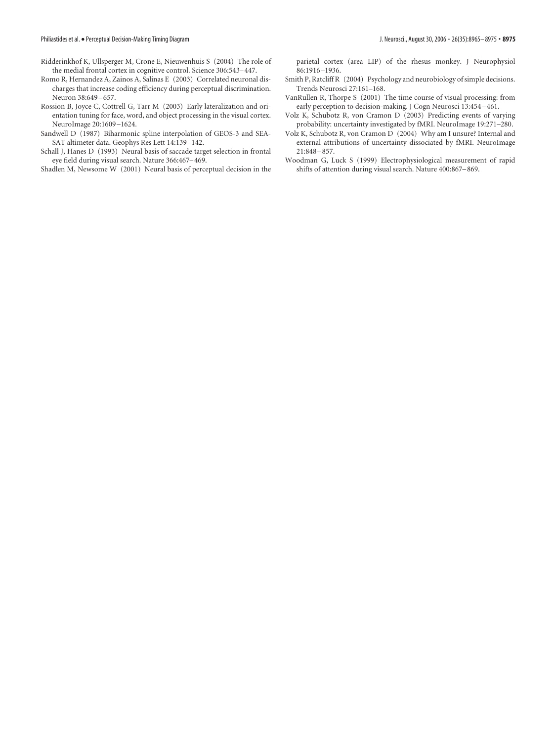Ridderinkhof K, Ullsperger M, Crone E, Nieuwenhuis S (2004) The role of the medial frontal cortex in cognitive control. Science 306:543–447.

Romo R, Hernandez A, Zainos A, Salinas E (2003) Correlated neuronal discharges that increase coding efficiency during perceptual discrimination. Neuron 38:649–657.

Rossion B, Joyce C, Cottrell G, Tarr M (2003) Early lateralization and orientation tuning for face, word, and object processing in the visual cortex. NeuroImage 20:1609–1624.

Sandwell D (1987) Biharmonic spline interpolation of GEOS-3 and SEASAT altimeter data. Geophys Res Lett 14:139–142.

Schall J, Hanes D (1993) Neural basis of saccade target selection in frontal eye field during visual search. Nature 366:467–469.

Shadlen M, Newsome W (2001) Neural basis of perceptual decision in the parietal cortex (area LIP) of the rhesus monkey. J Neurophysiol 86:1916–1936.

Smith P, Ratcliff R (2004) Psychology and neurobiology of simple decisions. Trends Neurosci 27:161–168.

VanRullen R, Thorpe S (2001) The time course of visual processing: from early perception to decision-making. J Cogn Neurosci 13:454–461.

Volz K, Schubotz R, von Cramon D (2003) Predicting events of varying probability: uncertainty investigated by fMRI. NeuroImage 19:271–280.

Volz K, Schubotz R, von Cramon D (2004) Why am I unsure? Internal and external attributions of uncertainty dissociated by fMRI. NeuroImage 21:848–857.

Woodman G, Luck S (1999) Electrophysiological measurement of rapid shifts of attention during visual search. Nature 400:867–869.